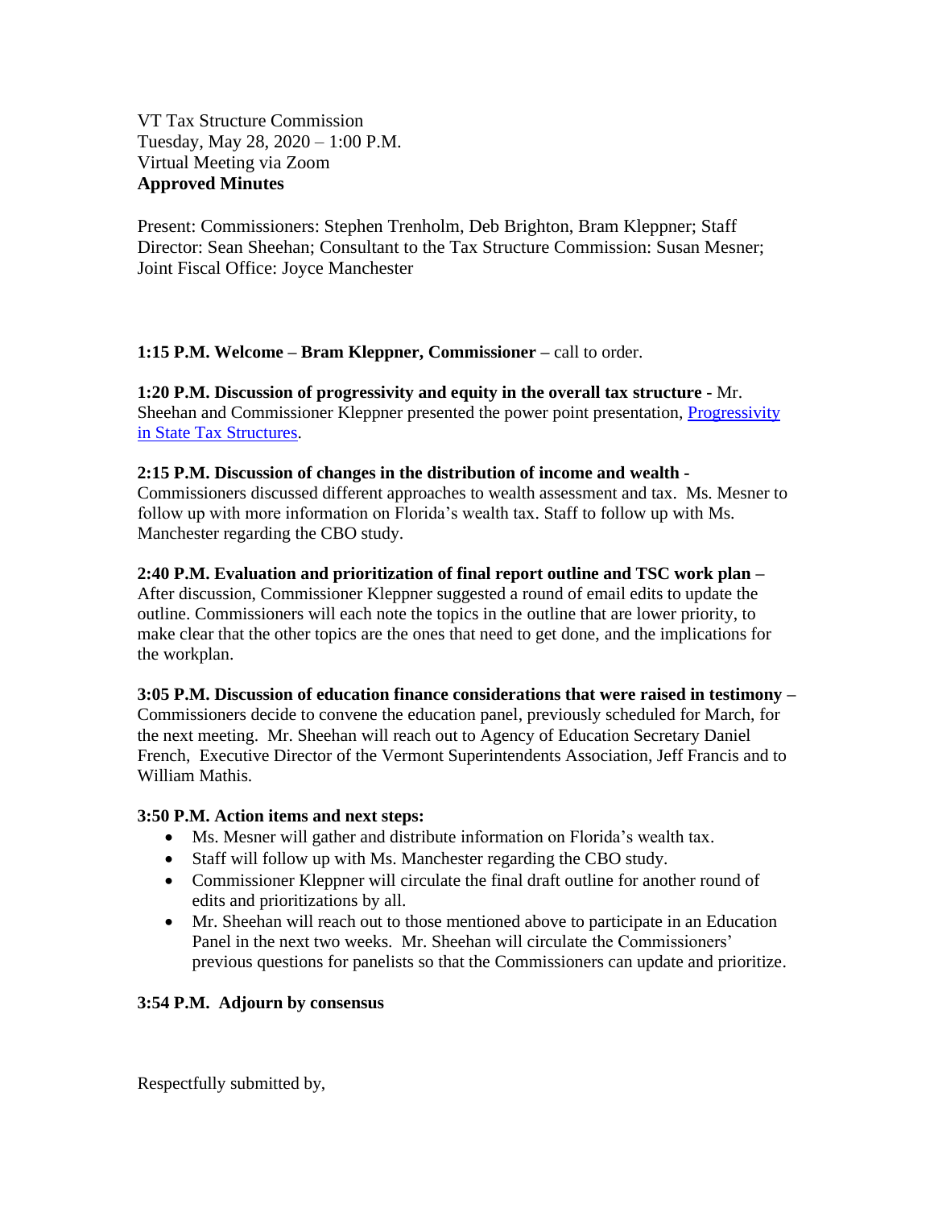VT Tax Structure Commission
Tuesday, May 28, 2020 – 1:00 P.M.
Virtual Meeting via Zoom
**Approved Minutes**

Present: Commissioners: Stephen Trenholm, Deb Brighton, Bram Kleppner; Staff Director: Sean Sheehan; Consultant to the Tax Structure Commission: Susan Mesner; Joint Fiscal Office: Joyce Manchester

**1:15 P.M. Welcome – Bram Kleppner, Commissioner –** call to order.

**1:20 P.M. Discussion of progressivity and equity in the overall tax structure** - Mr. Sheehan and Commissioner Kleppner presented the power point presentation, Progressivity in State Tax Structures.

**2:15 P.M. Discussion of changes in the distribution of income and wealth** - Commissioners discussed different approaches to wealth assessment and tax. Ms. Mesner to follow up with more information on Florida's wealth tax. Staff to follow up with Ms. Manchester regarding the CBO study.

**2:40 P.M. Evaluation and prioritization of final report outline and TSC work plan –** After discussion, Commissioner Kleppner suggested a round of email edits to update the outline. Commissioners will each note the topics in the outline that are lower priority, to make clear that the other topics are the ones that need to get done, and the implications for the workplan.

**3:05 P.M. Discussion of education finance considerations that were raised in testimony –** Commissioners decide to convene the education panel, previously scheduled for March, for the next meeting. Mr. Sheehan will reach out to Agency of Education Secretary Daniel French, Executive Director of the Vermont Superintendents Association, Jeff Francis and to William Mathis.

**3:50 P.M. Action items and next steps:**

- Ms. Mesner will gather and distribute information on Florida's wealth tax.
- Staff will follow up with Ms. Manchester regarding the CBO study.
- Commissioner Kleppner will circulate the final draft outline for another round of edits and prioritizations by all.
- Mr. Sheehan will reach out to those mentioned above to participate in an Education Panel in the next two weeks. Mr. Sheehan will circulate the Commissioners' previous questions for panelists so that the Commissioners can update and prioritize.

**3:54 P.M. Adjourn by consensus**

Respectfully submitted by,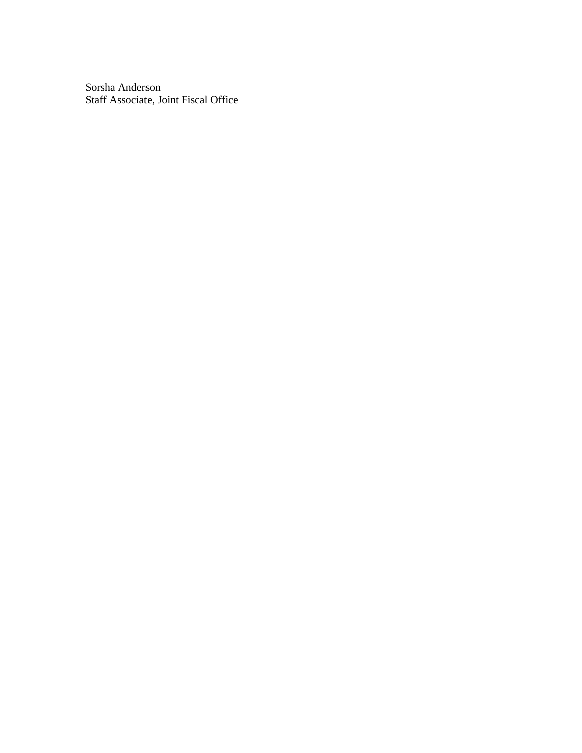Sorsha Anderson
Staff Associate, Joint Fiscal Office